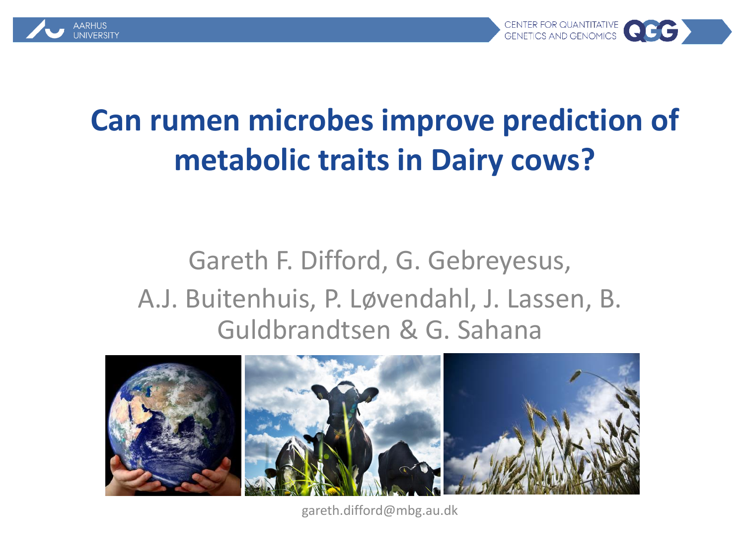# Can rumen microbes improve prediction of metabolic traits in Dairy cows?

Gareth F. Difford, G. Gebreyesus,
A.J. Buitenhuis, P. Løvendahl, J. Lassen, B. Guldbrandtsen & G. Sahana

gareth.difford@mbg.au.dk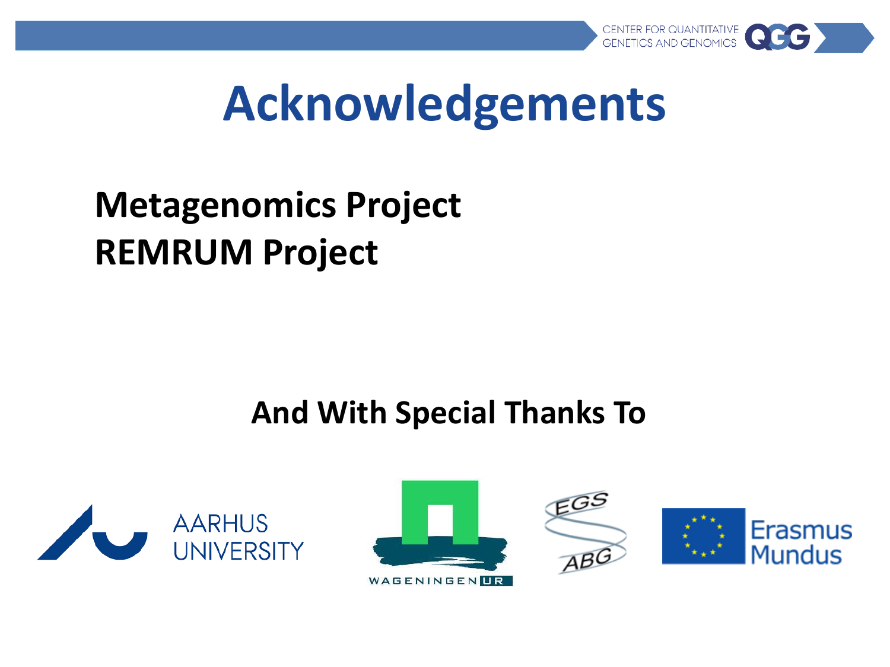# Acknowledgements

**Metagenomics Project**
**REMRUM Project**

**And With Special Thanks To**

AARHUS UNIVERSITY

WAGENINGEN UR

EGS ABG

Erasmus Mundus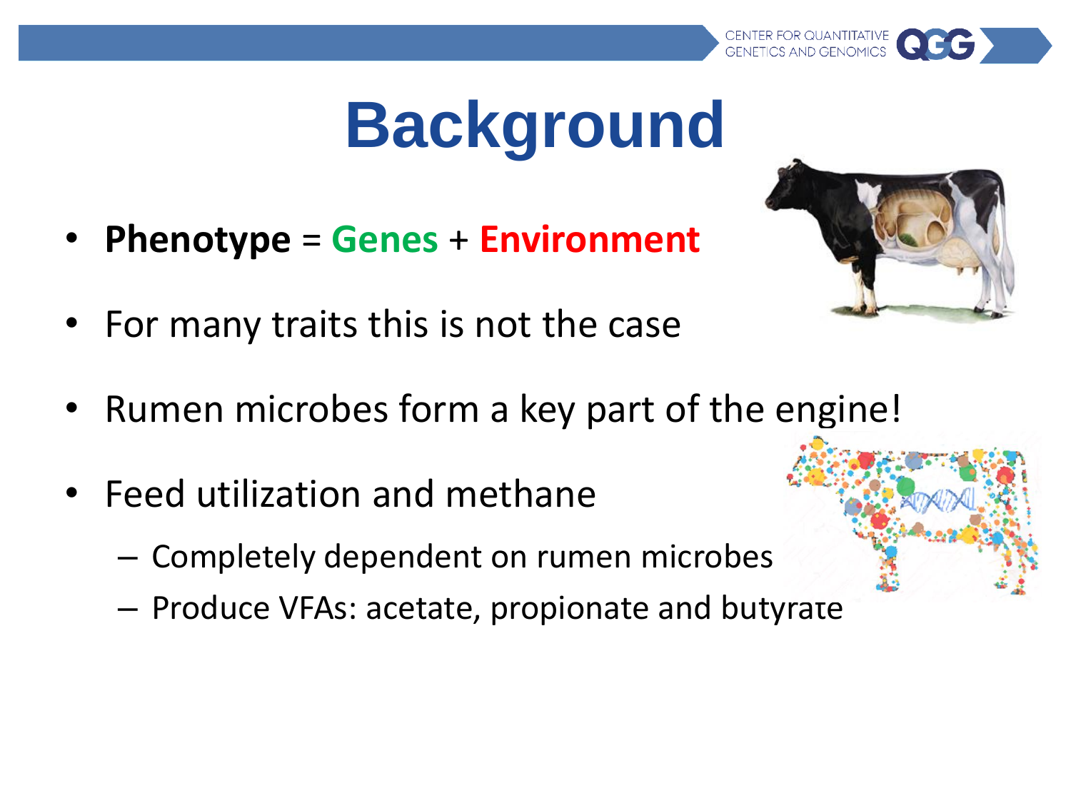# Background

- **Phenotype** = **Genes** + **Environment**
- For many traits this is not the case
- Rumen microbes form a key part of the engine!
- Feed utilization and methane
  - Completely dependent on rumen microbes
  - Produce VFAs: acetate, propionate and butyrate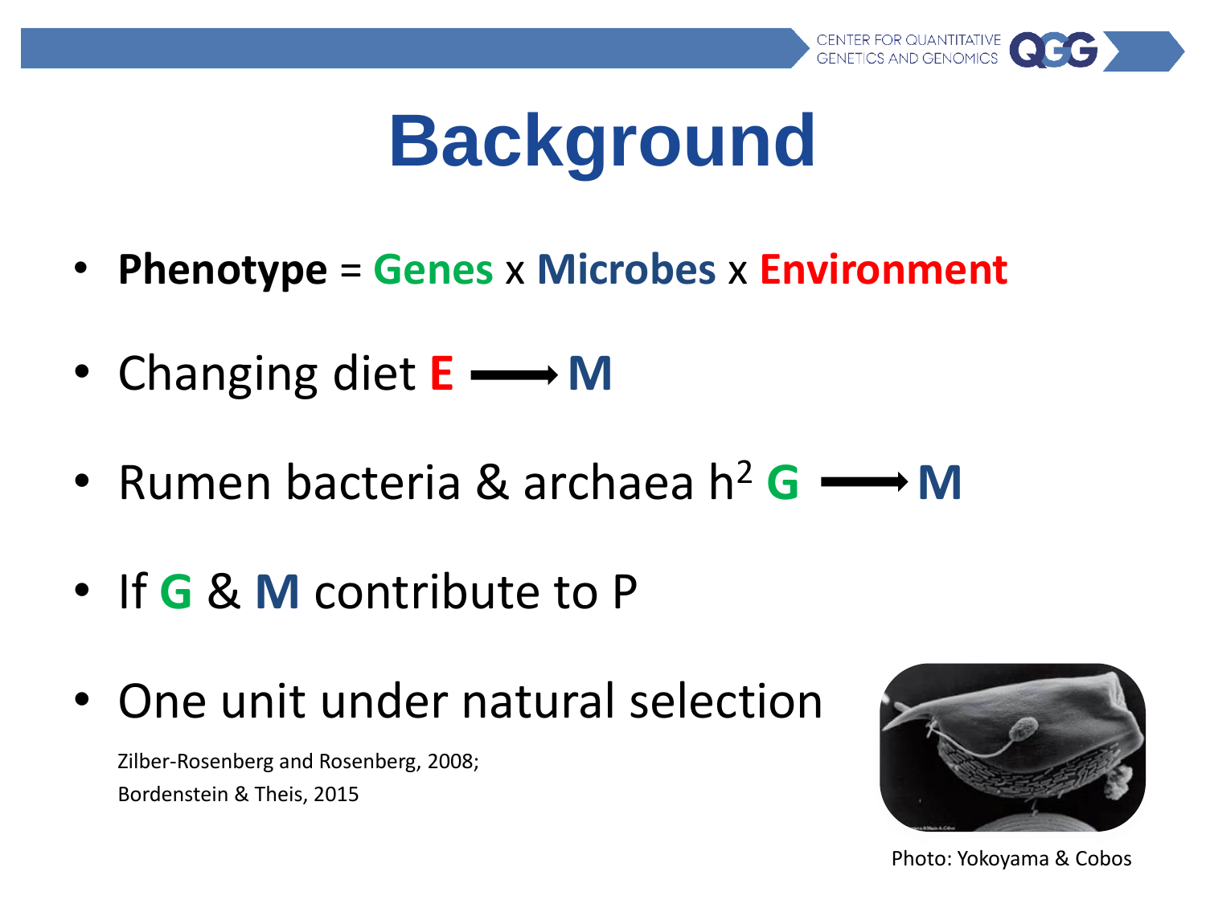# Background

- **Phenotype** = **Genes** x **Microbes** x **Environment**
- Changing diet **E** ⟶ **M**
- Rumen bacteria & archaea $h^2$ **G** ⟶ **M**
- If **G** & **M** contribute to P
- One unit under natural selection

Zilber-Rosenberg and Rosenberg, 2008;
Bordenstein & Theis, 2015

Photo: Yokoyama & Cobos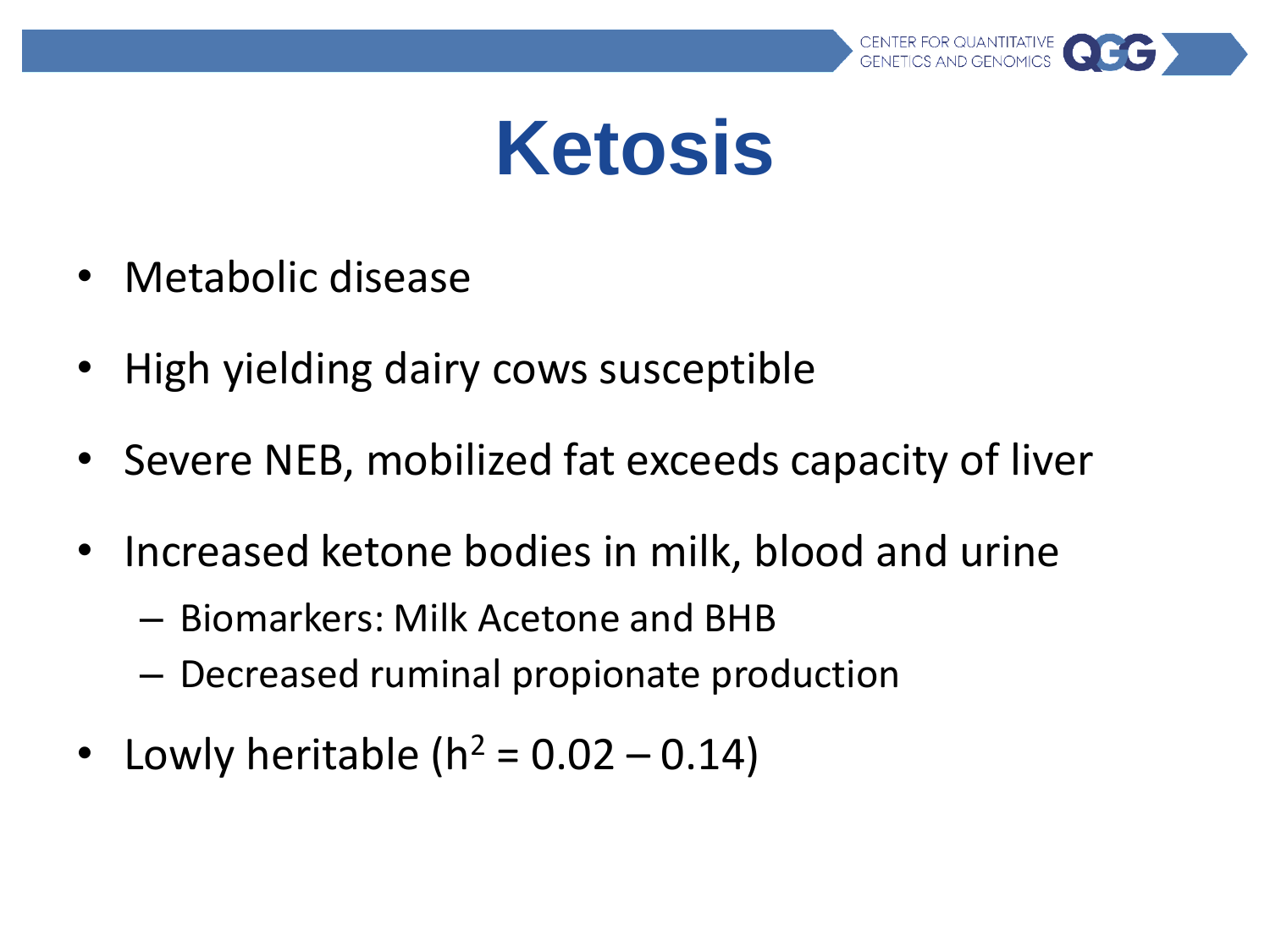# Ketosis

- Metabolic disease
- High yielding dairy cows susceptible
- Severe NEB, mobilized fat exceeds capacity of liver
- Increased ketone bodies in milk, blood and urine
  - Biomarkers: Milk Acetone and BHB
  - Decreased ruminal propionate production
- Lowly heritable ($h^2$ = 0.02 – 0.14)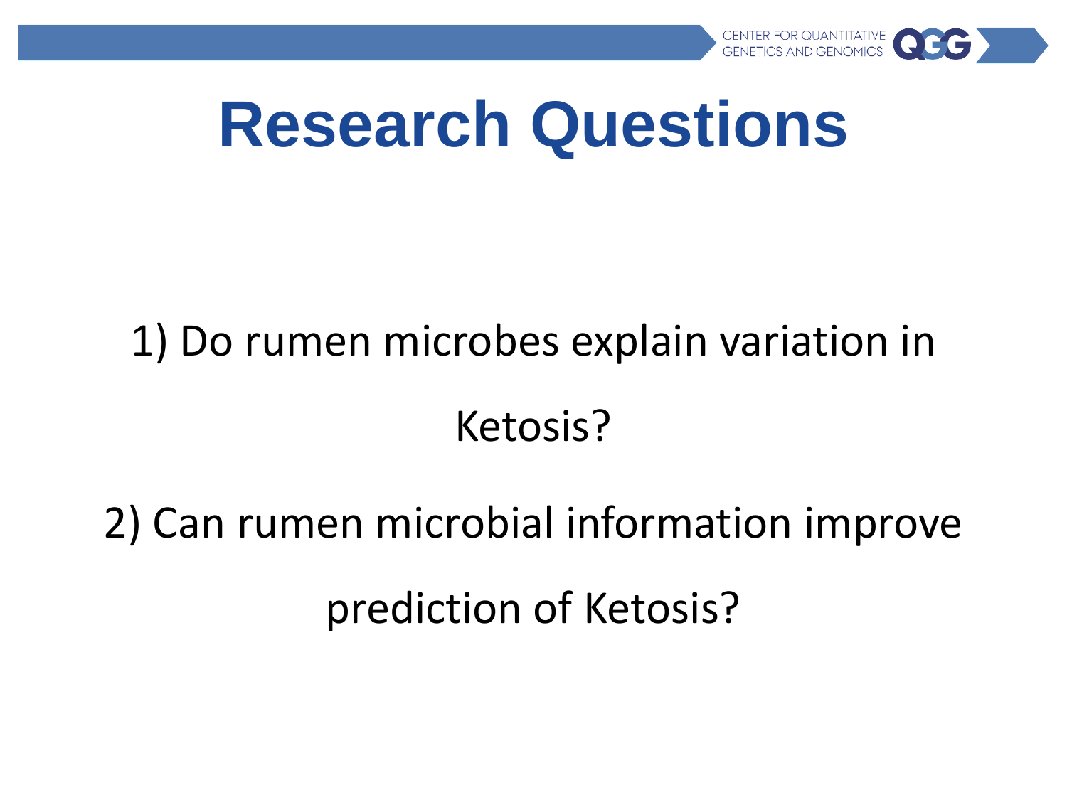# Research Questions

1) Do rumen microbes explain variation in Ketosis?

2) Can rumen microbial information improve prediction of Ketosis?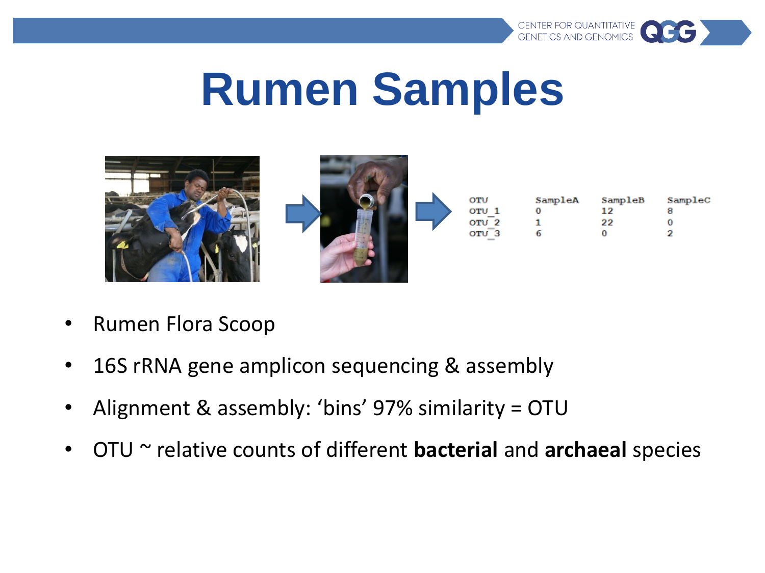# Rumen Samples

| OTU | SampleA | SampleB | SampleC |
| --- | --- | --- | --- |
| OTU_1 | 0 | 12 | 8 |
| OTU_2 | 1 | 22 | 0 |
| OTU_3 | 6 | 0 | 2 |

- Rumen Flora Scoop
- 16S rRNA gene amplicon sequencing & assembly
- Alignment & assembly: 'bins' 97% similarity = OTU
- OTU ~ relative counts of different **bacterial** and **archaeal** species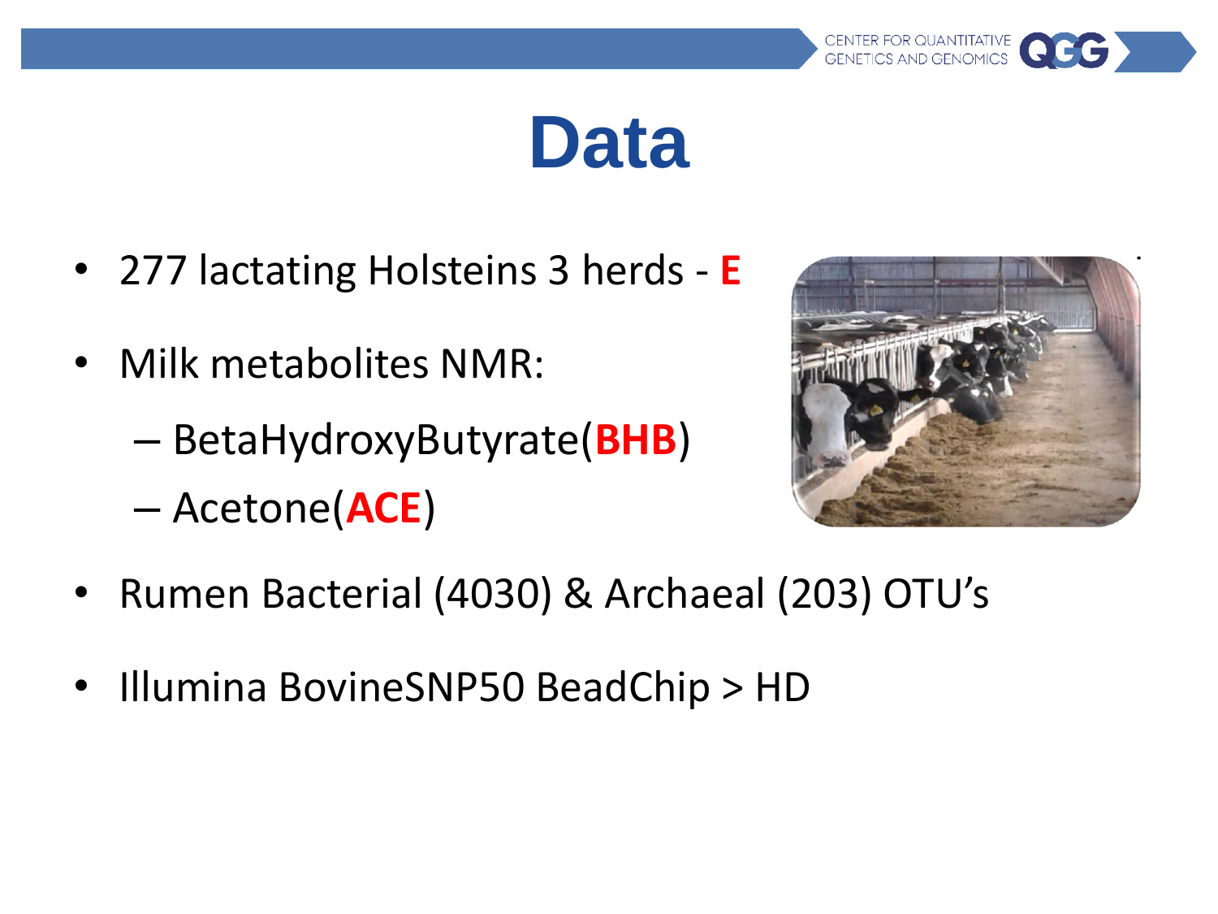# Data

- 277 lactating Holsteins 3 herds - **E**
- Milk metabolites NMR:
  - BetaHydroxyButyrate(**BHB**)
  - Acetone(**ACE**)
- Rumen Bacterial (4030) & Archaeal (203) OTU's
- Illumina BovineSNP50 BeadChip > HD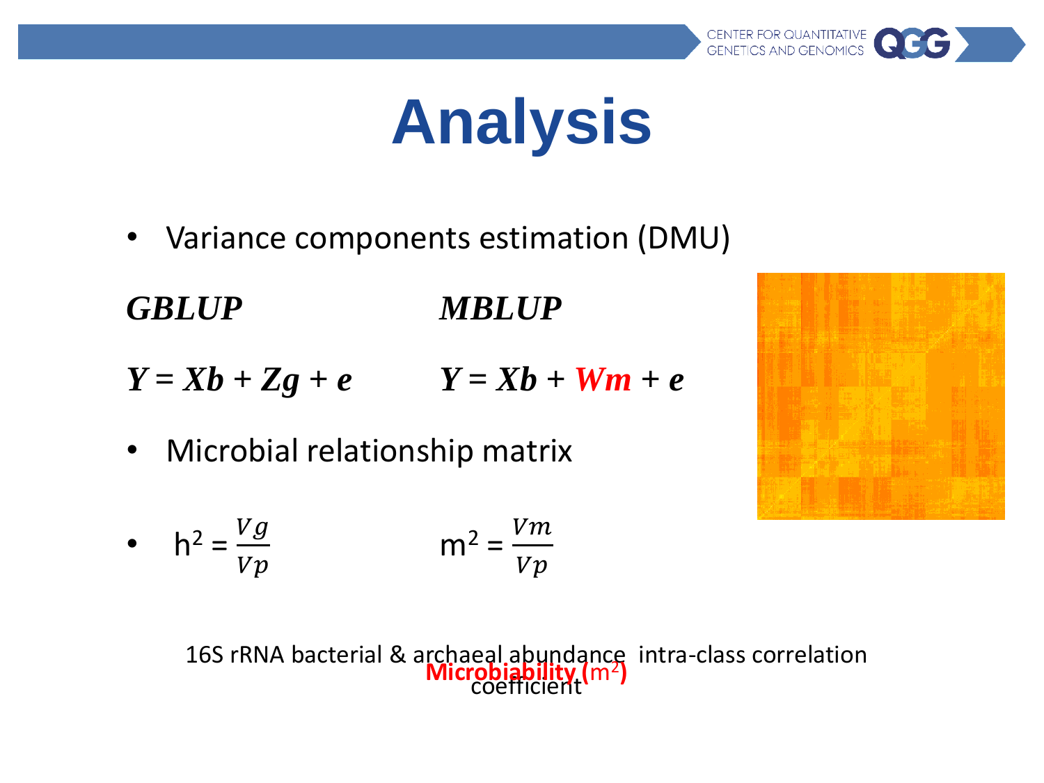# Analysis

- Variance components estimation (DMU)

| ***GBLUP*** | ***MBLUP*** |
|---|---|
| $\boldsymbol{Y = Xb + Zg + e}$ | $\boldsymbol{Y = Xb + Wm + e}$ |

- Microbial relationship matrix

- $h^2 = \frac{Vg}{Vp}$ $m^2 = \frac{Vm}{Vp}$

16S rRNA bacterial & archaeal abundance intra-class correlation coefficient

**Microbiability** ($m^2$)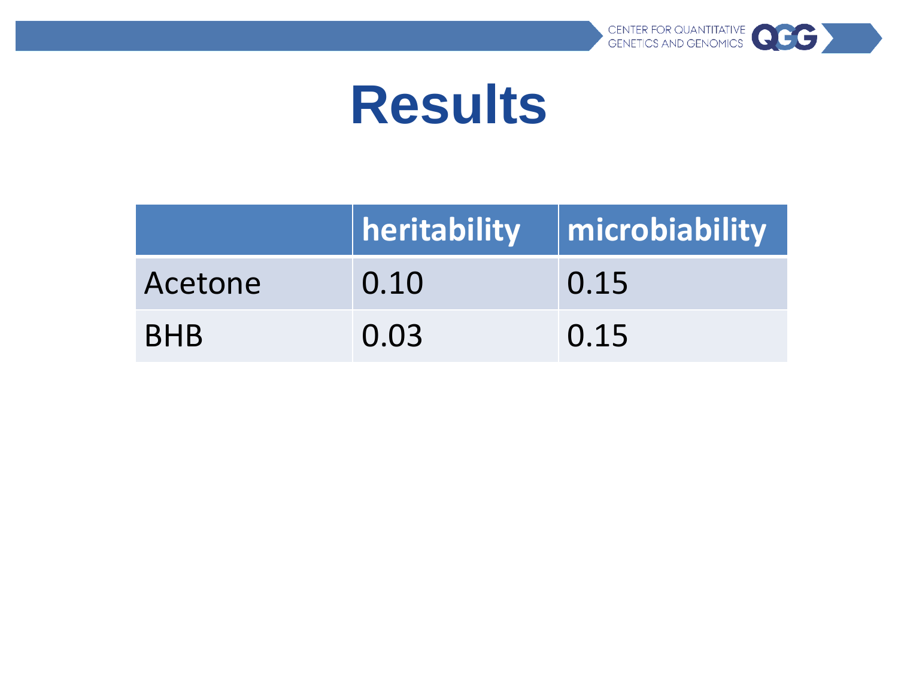# Results

| | heritability | microbiability |
|---|---|---|
| Acetone | 0.10 | 0.15 |
| BHB | 0.03 | 0.15 |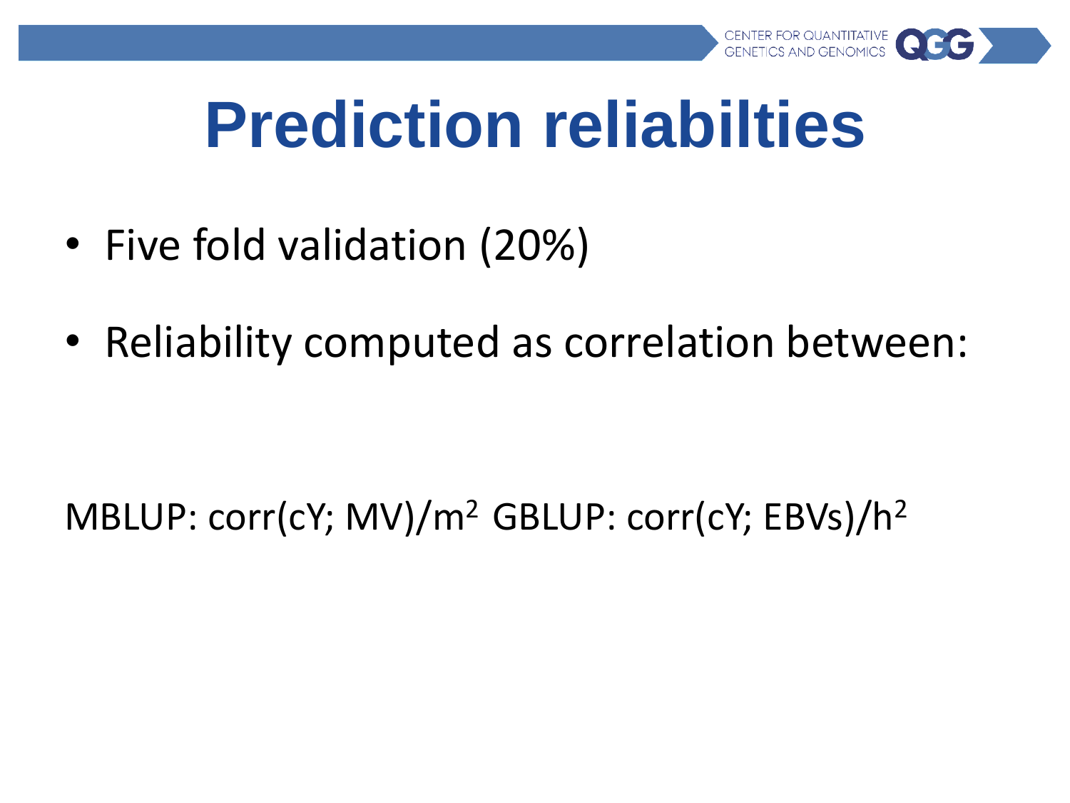# Prediction reliabilties

- Five fold validation (20%)
- Reliability computed as correlation between:

MBLUP: corr(cY; MV)/$m^2$ GBLUP: corr(cY; EBVs)/$h^2$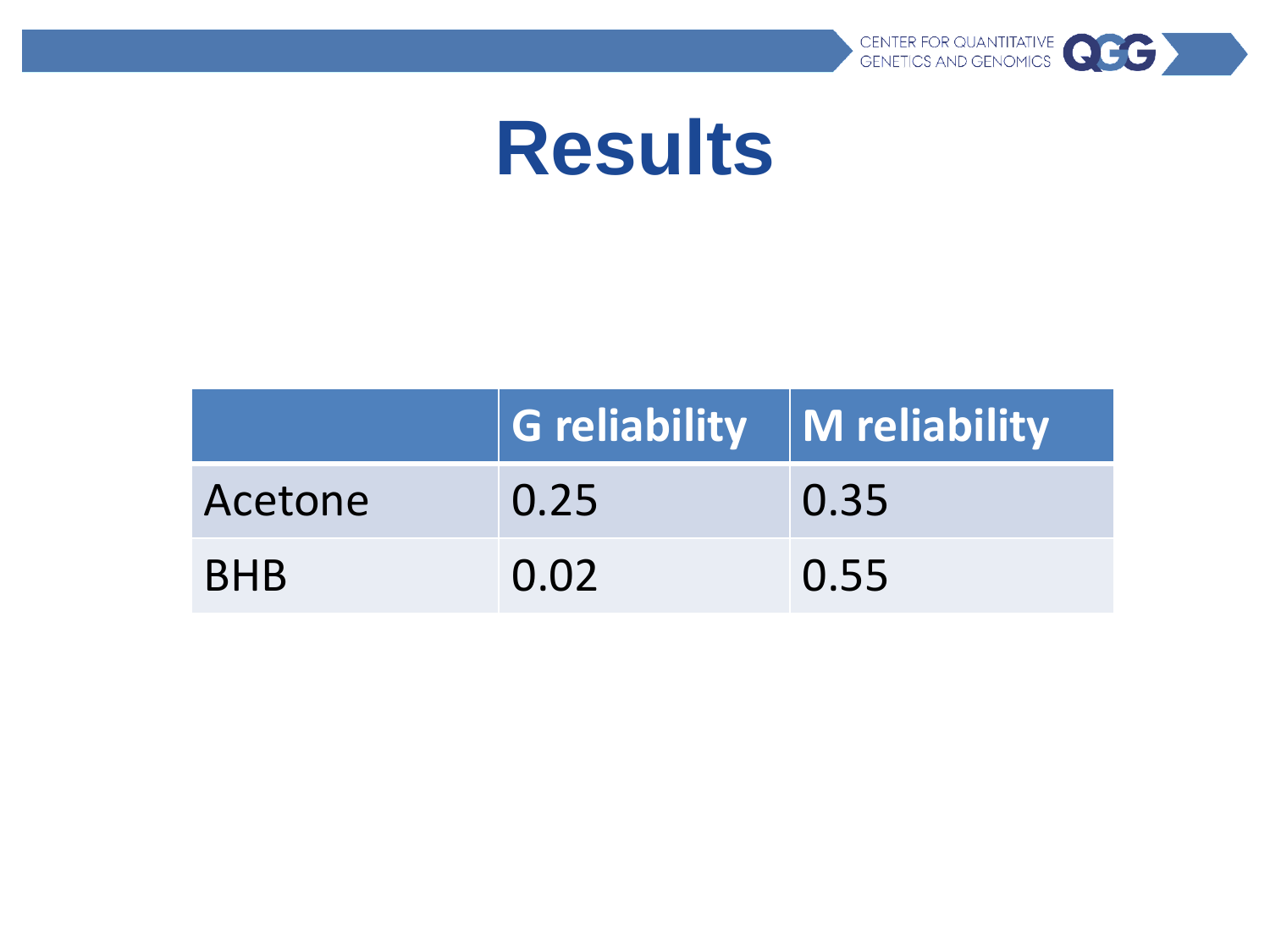# Results

| | G reliability | M reliability |
|---|---|---|
| Acetone | 0.25 | 0.35 |
| BHB | 0.02 | 0.55 |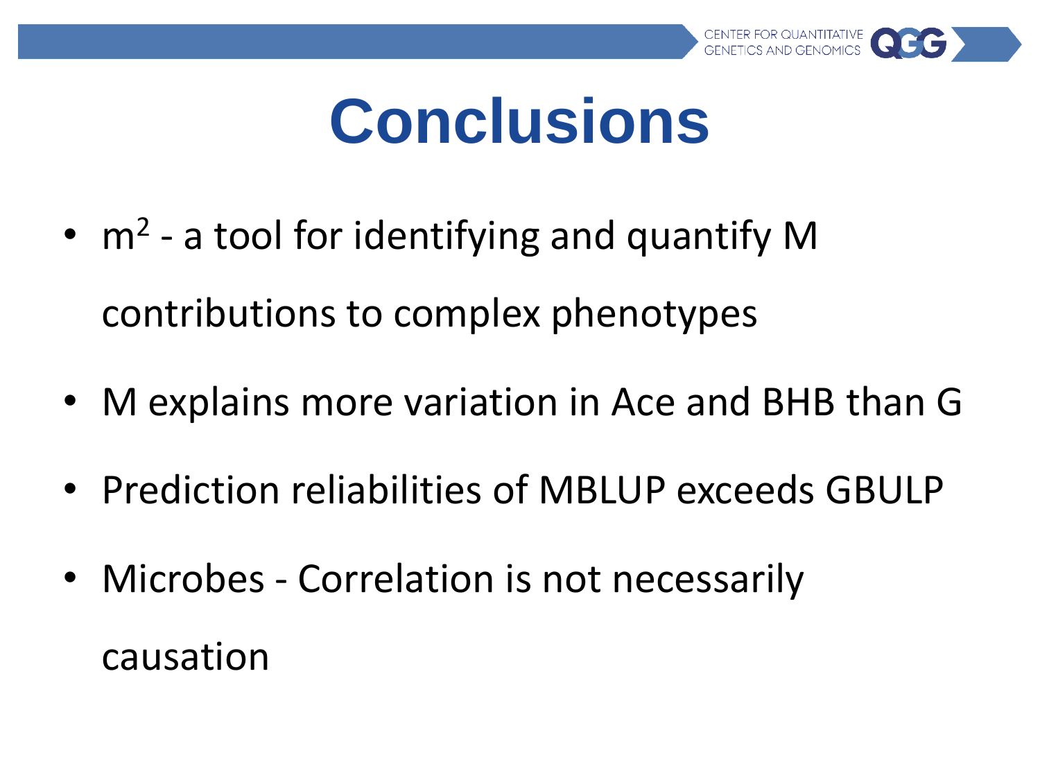# Conclusions

- $m^2$ - a tool for identifying and quantify M contributions to complex phenotypes
- M explains more variation in Ace and BHB than G
- Prediction reliabilities of MBLUP exceeds GBULP
- Microbes - Correlation is not necessarily causation